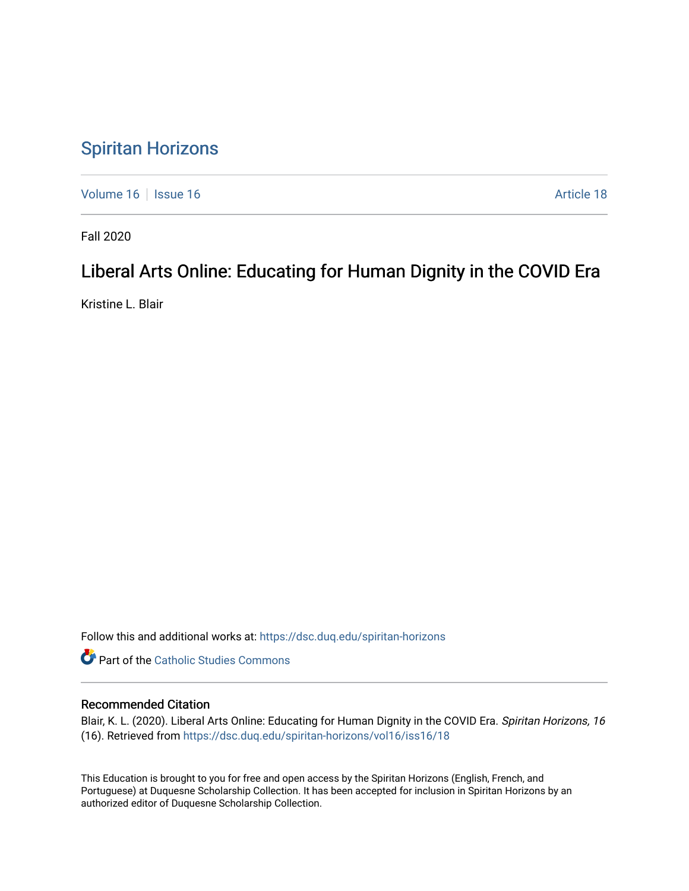# Spiritan Horizons

Volume 16 | Issue 16 | Article 18

Fall 2020

## Liberal Arts Online: Educating for Human Dignity in the COVID Era

Kristine L. Blair

Follow this and additional works at: https://dsc.duq.edu/spiritan-horizons

Part of the Catholic Studies Commons

### Recommended Citation

Blair, K. L. (2020). Liberal Arts Online: Educating for Human Dignity in the COVID Era. *Spiritan Horizons, 16* (16). Retrieved from https://dsc.duq.edu/spiritan-horizons/vol16/iss16/18

This Education is brought to you for free and open access by the Spiritan Horizons (English, French, and Portuguese) at Duquesne Scholarship Collection. It has been accepted for inclusion in Spiritan Horizons by an authorized editor of Duquesne Scholarship Collection.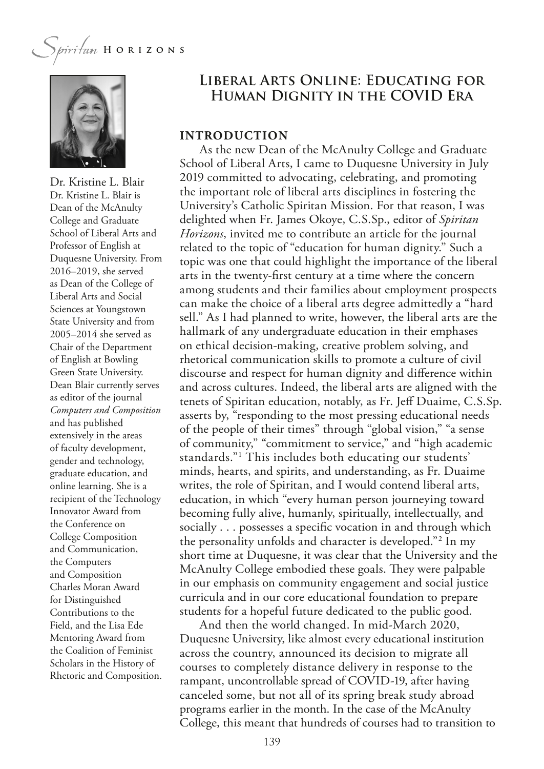# Liberal Arts Online: Educating for Human Dignity in the COVID Era

Dr. Kristine L. Blair

Dr. Kristine L. Blair is Dean of the McAnulty College and Graduate School of Liberal Arts and Professor of English at Duquesne University. From 2016–2019, she served as Dean of the College of Liberal Arts and Social Sciences at Youngstown State University and from 2005–2014 she served as Chair of the Department of English at Bowling Green State University. Dean Blair currently serves as editor of the journal *Computers and Composition* and has published extensively in the areas of faculty development, gender and technology, graduate education, and online learning. She is a recipient of the Technology Innovator Award from the Conference on College Composition and Communication, the Computers and Composition Charles Moran Award for Distinguished Contributions to the Field, and the Lisa Ede Mentoring Award from the Coalition of Feminist Scholars in the History of Rhetoric and Composition.

## INTRODUCTION

As the new Dean of the McAnulty College and Graduate School of Liberal Arts, I came to Duquesne University in July 2019 committed to advocating, celebrating, and promoting the important role of liberal arts disciplines in fostering the University's Catholic Spiritan Mission. For that reason, I was delighted when Fr. James Okoye, C.S.Sp., editor of *Spiritan Horizons*, invited me to contribute an article for the journal related to the topic of "education for human dignity." Such a topic was one that could highlight the importance of the liberal arts in the twenty-first century at a time where the concern among students and their families about employment prospects can make the choice of a liberal arts degree admittedly a "hard sell." As I had planned to write, however, the liberal arts are the hallmark of any undergraduate education in their emphases on ethical decision-making, creative problem solving, and rhetorical communication skills to promote a culture of civil discourse and respect for human dignity and difference within and across cultures. Indeed, the liberal arts are aligned with the tenets of Spiritan education, notably, as Fr. Jeff Duaime, C.S.Sp. asserts by, "responding to the most pressing educational needs of the people of their times" through "global vision," "a sense of community," "commitment to service," and "high academic standards."[1] This includes both educating our students' minds, hearts, and spirits, and understanding, as Fr. Duaime writes, the role of Spiritan, and I would contend liberal arts, education, in which "every human person journeying toward becoming fully alive, humanly, spiritually, intellectually, and socially . . . possesses a specific vocation in and through which the personality unfolds and character is developed."[2] In my short time at Duquesne, it was clear that the University and the McAnulty College embodied these goals. They were palpable in our emphasis on community engagement and social justice curricula and in our core educational foundation to prepare students for a hopeful future dedicated to the public good.

And then the world changed. In mid-March 2020, Duquesne University, like almost every educational institution across the country, announced its decision to migrate all courses to completely distance delivery in response to the rampant, uncontrollable spread of COVID-19, after having canceled some, but not all of its spring break study abroad programs earlier in the month. In the case of the McAnulty College, this meant that hundreds of courses had to transition to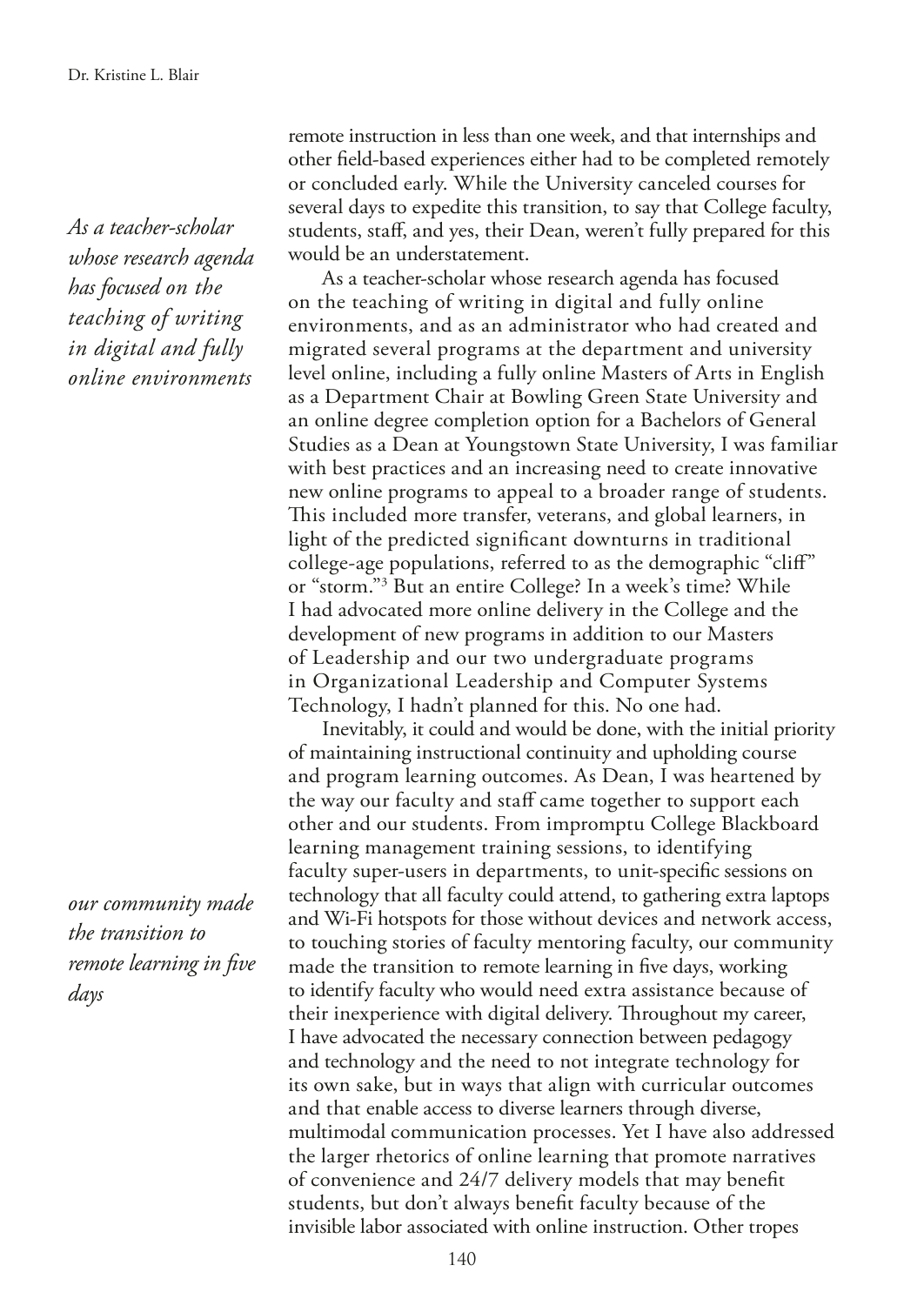remote instruction in less than one week, and that internships and other field-based experiences either had to be completed remotely or concluded early. While the University canceled courses for several days to expedite this transition, to say that College faculty, students, staff, and yes, their Dean, weren't fully prepared for this would be an understatement.

*As a teacher-scholar whose research agenda has focused on the teaching of writing in digital and fully online environments*

As a teacher-scholar whose research agenda has focused on the teaching of writing in digital and fully online environments, and as an administrator who had created and migrated several programs at the department and university level online, including a fully online Masters of Arts in English as a Department Chair at Bowling Green State University and an online degree completion option for a Bachelors of General Studies as a Dean at Youngstown State University, I was familiar with best practices and an increasing need to create innovative new online programs to appeal to a broader range of students. This included more transfer, veterans, and global learners, in light of the predicted significant downturns in traditional college-age populations, referred to as the demographic "cliff" or "storm."[3] But an entire College? In a week's time? While I had advocated more online delivery in the College and the development of new programs in addition to our Masters of Leadership and our two undergraduate programs in Organizational Leadership and Computer Systems Technology, I hadn't planned for this. No one had.

Inevitably, it could and would be done, with the initial priority of maintaining instructional continuity and upholding course and program learning outcomes. As Dean, I was heartened by the way our faculty and staff came together to support each other and our students. From impromptu College Blackboard learning management training sessions, to identifying faculty super-users in departments, to unit-specific sessions on technology that all faculty could attend, to gathering extra laptops and Wi-Fi hotspots for those without devices and network access, to touching stories of faculty mentoring faculty, our community made the transition to remote learning in five days, working to identify faculty who would need extra assistance because of their inexperience with digital delivery. Throughout my career, I have advocated the necessary connection between pedagogy and technology and the need to not integrate technology for its own sake, but in ways that align with curricular outcomes and that enable access to diverse learners through diverse, multimodal communication processes. Yet I have also addressed the larger rhetorics of online learning that promote narratives of convenience and 24/7 delivery models that may benefit students, but don't always benefit faculty because of the invisible labor associated with online instruction. Other tropes

*our community made the transition to remote learning in five days*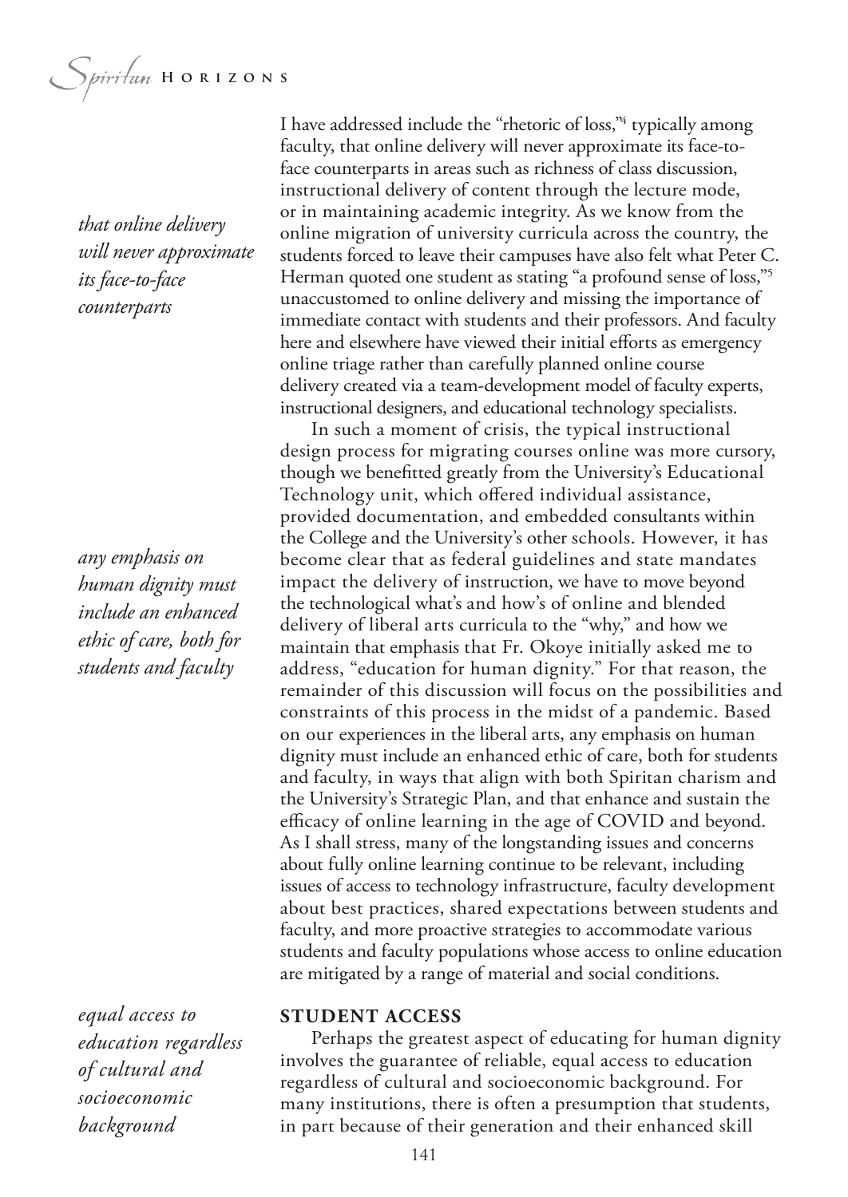I have addressed include the "rhetoric of loss,"[4] typically among faculty, that online delivery will never approximate its face-to-face counterparts in areas such as richness of class discussion, instructional delivery of content through the lecture mode, or in maintaining academic integrity. As we know from the online migration of university curricula across the country, the students forced to leave their campuses have also felt what Peter C. Herman quoted one student as stating "a profound sense of loss,"[5] unaccustomed to online delivery and missing the importance of immediate contact with students and their professors. And faculty here and elsewhere have viewed their initial efforts as emergency online triage rather than carefully planned online course delivery created via a team-development model of faculty experts, instructional designers, and educational technology specialists.

*that online delivery will never approximate its face-to-face counterparts*

In such a moment of crisis, the typical instructional design process for migrating courses online was more cursory, though we benefitted greatly from the University's Educational Technology unit, which offered individual assistance, provided documentation, and embedded consultants within the College and the University's other schools. However, it has become clear that as federal guidelines and state mandates impact the delivery of instruction, we have to move beyond the technological what's and how's of online and blended delivery of liberal arts curricula to the "why," and how we maintain that emphasis that Fr. Okoye initially asked me to address, "education for human dignity." For that reason, the remainder of this discussion will focus on the possibilities and constraints of this process in the midst of a pandemic. Based on our experiences in the liberal arts, any emphasis on human dignity must include an enhanced ethic of care, both for students and faculty, in ways that align with both Spiritan charism and the University's Strategic Plan, and that enhance and sustain the efficacy of online learning in the age of COVID and beyond. As I shall stress, many of the longstanding issues and concerns about fully online learning continue to be relevant, including issues of access to technology infrastructure, faculty development about best practices, shared expectations between students and faculty, and more proactive strategies to accommodate various students and faculty populations whose access to online education are mitigated by a range of material and social conditions.

*any emphasis on human dignity must include an enhanced ethic of care, both for students and faculty*

## STUDENT ACCESS

Perhaps the greatest aspect of educating for human dignity involves the guarantee of reliable, equal access to education regardless of cultural and socioeconomic background. For many institutions, there is often a presumption that students, in part because of their generation and their enhanced skill

*equal access to education regardless of cultural and socioeconomic background*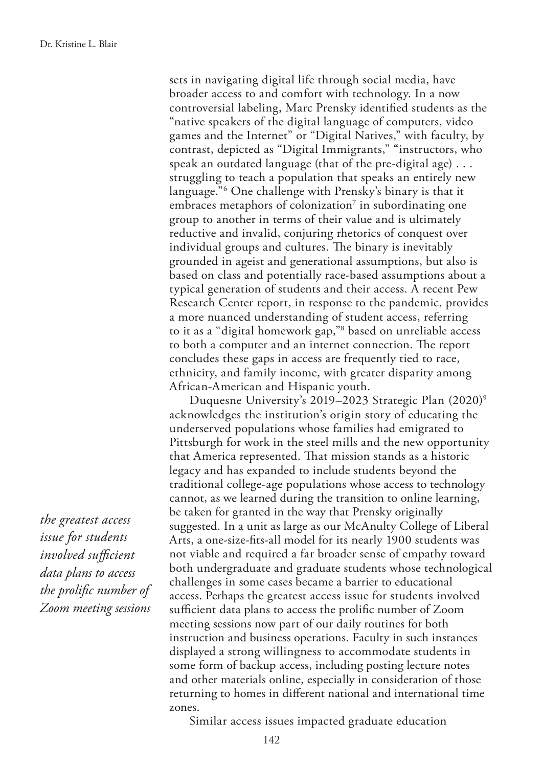sets in navigating digital life through social media, have broader access to and comfort with technology. In a now controversial labeling, Marc Prensky identified students as the "native speakers of the digital language of computers, video games and the Internet" or "Digital Natives," with faculty, by contrast, depicted as "Digital Immigrants," "instructors, who speak an outdated language (that of the pre-digital age) . . . struggling to teach a population that speaks an entirely new language."[6] One challenge with Prensky's binary is that it embraces metaphors of colonization[7] in subordinating one group to another in terms of their value and is ultimately reductive and invalid, conjuring rhetorics of conquest over individual groups and cultures. The binary is inevitably grounded in ageist and generational assumptions, but also is based on class and potentially race-based assumptions about a typical generation of students and their access. A recent Pew Research Center report, in response to the pandemic, provides a more nuanced understanding of student access, referring to it as a "digital homework gap,"[8] based on unreliable access to both a computer and an internet connection. The report concludes these gaps in access are frequently tied to race, ethnicity, and family income, with greater disparity among African-American and Hispanic youth.

*the greatest access issue for students involved sufficient data plans to access the prolific number of Zoom meeting sessions*

Duquesne University's 2019–2023 Strategic Plan (2020)[9] acknowledges the institution's origin story of educating the underserved populations whose families had emigrated to Pittsburgh for work in the steel mills and the new opportunity that America represented. That mission stands as a historic legacy and has expanded to include students beyond the traditional college-age populations whose access to technology cannot, as we learned during the transition to online learning, be taken for granted in the way that Prensky originally suggested. In a unit as large as our McAnulty College of Liberal Arts, a one-size-fits-all model for its nearly 1900 students was not viable and required a far broader sense of empathy toward both undergraduate and graduate students whose technological challenges in some cases became a barrier to educational access. Perhaps the greatest access issue for students involved sufficient data plans to access the prolific number of Zoom meeting sessions now part of our daily routines for both instruction and business operations. Faculty in such instances displayed a strong willingness to accommodate students in some form of backup access, including posting lecture notes and other materials online, especially in consideration of those returning to homes in different national and international time zones.

Similar access issues impacted graduate education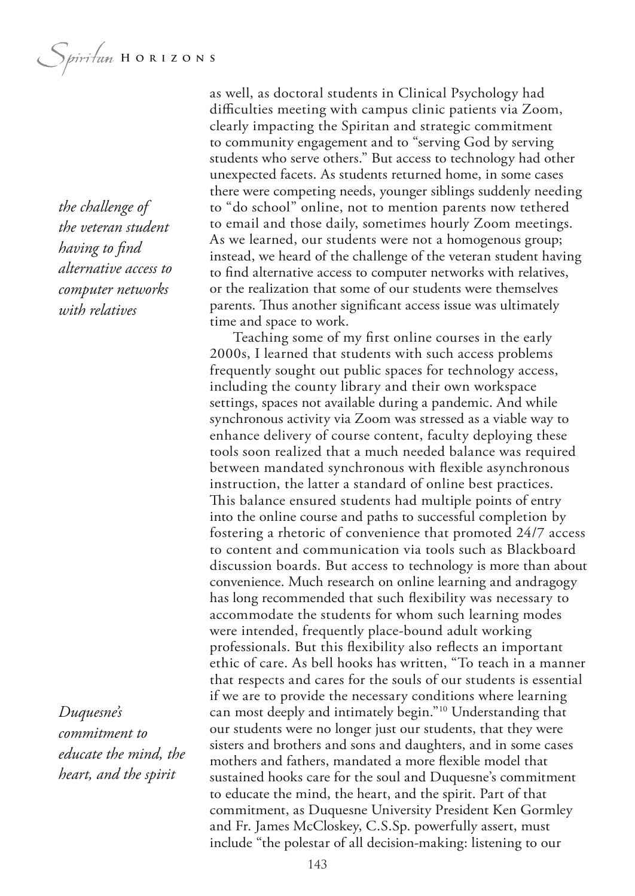as well, as doctoral students in Clinical Psychology had difficulties meeting with campus clinic patients via Zoom, clearly impacting the Spiritan and strategic commitment to community engagement and to "serving God by serving students who serve others." But access to technology had other unexpected facets. As students returned home, in some cases there were competing needs, younger siblings suddenly needing to "do school" online, not to mention parents now tethered to email and those daily, sometimes hourly Zoom meetings. As we learned, our students were not a homogenous group; instead, we heard of the challenge of the veteran student having to find alternative access to computer networks with relatives, or the realization that some of our students were themselves parents. Thus another significant access issue was ultimately time and space to work.

*the challenge of the veteran student having to find alternative access to computer networks with relatives*

Teaching some of my first online courses in the early 2000s, I learned that students with such access problems frequently sought out public spaces for technology access, including the county library and their own workspace settings, spaces not available during a pandemic. And while synchronous activity via Zoom was stressed as a viable way to enhance delivery of course content, faculty deploying these tools soon realized that a much needed balance was required between mandated synchronous with flexible asynchronous instruction, the latter a standard of online best practices. This balance ensured students had multiple points of entry into the online course and paths to successful completion by fostering a rhetoric of convenience that promoted 24/7 access to content and communication via tools such as Blackboard discussion boards. But access to technology is more than about convenience. Much research on online learning and andragogy has long recommended that such flexibility was necessary to accommodate the students for whom such learning modes were intended, frequently place-bound adult working professionals. But this flexibility also reflects an important ethic of care. As bell hooks has written, "To teach in a manner that respects and cares for the souls of our students is essential if we are to provide the necessary conditions where learning can most deeply and intimately begin."[10] Understanding that our students were no longer just our students, that they were sisters and brothers and sons and daughters, and in some cases mothers and fathers, mandated a more flexible model that sustained hooks care for the soul and Duquesne's commitment to educate the mind, the heart, and the spirit. Part of that commitment, as Duquesne University President Ken Gormley and Fr. James McCloskey, C.S.Sp. powerfully assert, must include "the polestar of all decision-making: listening to our

*Duquesne's commitment to educate the mind, the heart, and the spirit*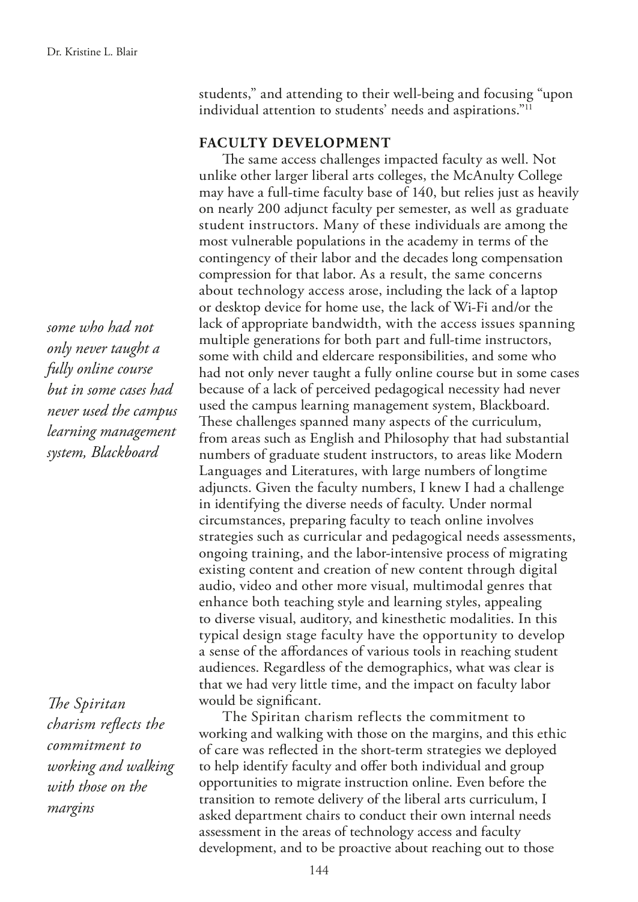students," and attending to their well-being and focusing "upon individual attention to students' needs and aspirations."[11]

## FACULTY DEVELOPMENT

The same access challenges impacted faculty as well. Not unlike other larger liberal arts colleges, the McAnulty College may have a full-time faculty base of 140, but relies just as heavily on nearly 200 adjunct faculty per semester, as well as graduate student instructors. Many of these individuals are among the most vulnerable populations in the academy in terms of the contingency of their labor and the decades long compensation compression for that labor. As a result, the same concerns about technology access arose, including the lack of a laptop or desktop device for home use, the lack of Wi-Fi and/or the lack of appropriate bandwidth, with the access issues spanning multiple generations for both part and full-time instructors, some with child and eldercare responsibilities, and some who had not only never taught a fully online course but in some cases because of a lack of perceived pedagogical necessity had never used the campus learning management system, Blackboard. These challenges spanned many aspects of the curriculum, from areas such as English and Philosophy that had substantial numbers of graduate student instructors, to areas like Modern Languages and Literatures, with large numbers of longtime adjuncts. Given the faculty numbers, I knew I had a challenge in identifying the diverse needs of faculty. Under normal circumstances, preparing faculty to teach online involves strategies such as curricular and pedagogical needs assessments, ongoing training, and the labor-intensive process of migrating existing content and creation of new content through digital audio, video and other more visual, multimodal genres that enhance both teaching style and learning styles, appealing to diverse visual, auditory, and kinesthetic modalities. In this typical design stage faculty have the opportunity to develop a sense of the affordances of various tools in reaching student audiences. Regardless of the demographics, what was clear is that we had very little time, and the impact on faculty labor would be significant.

> *some who had not only never taught a fully online course but in some cases had never used the campus learning management system, Blackboard*

The Spiritan charism reflects the commitment to working and walking with those on the margins, and this ethic of care was reflected in the short-term strategies we deployed to help identify faculty and offer both individual and group opportunities to migrate instruction online. Even before the transition to remote delivery of the liberal arts curriculum, I asked department chairs to conduct their own internal needs assessment in the areas of technology access and faculty development, and to be proactive about reaching out to those

> *The Spiritan charism reflects the commitment to working and walking with those on the margins*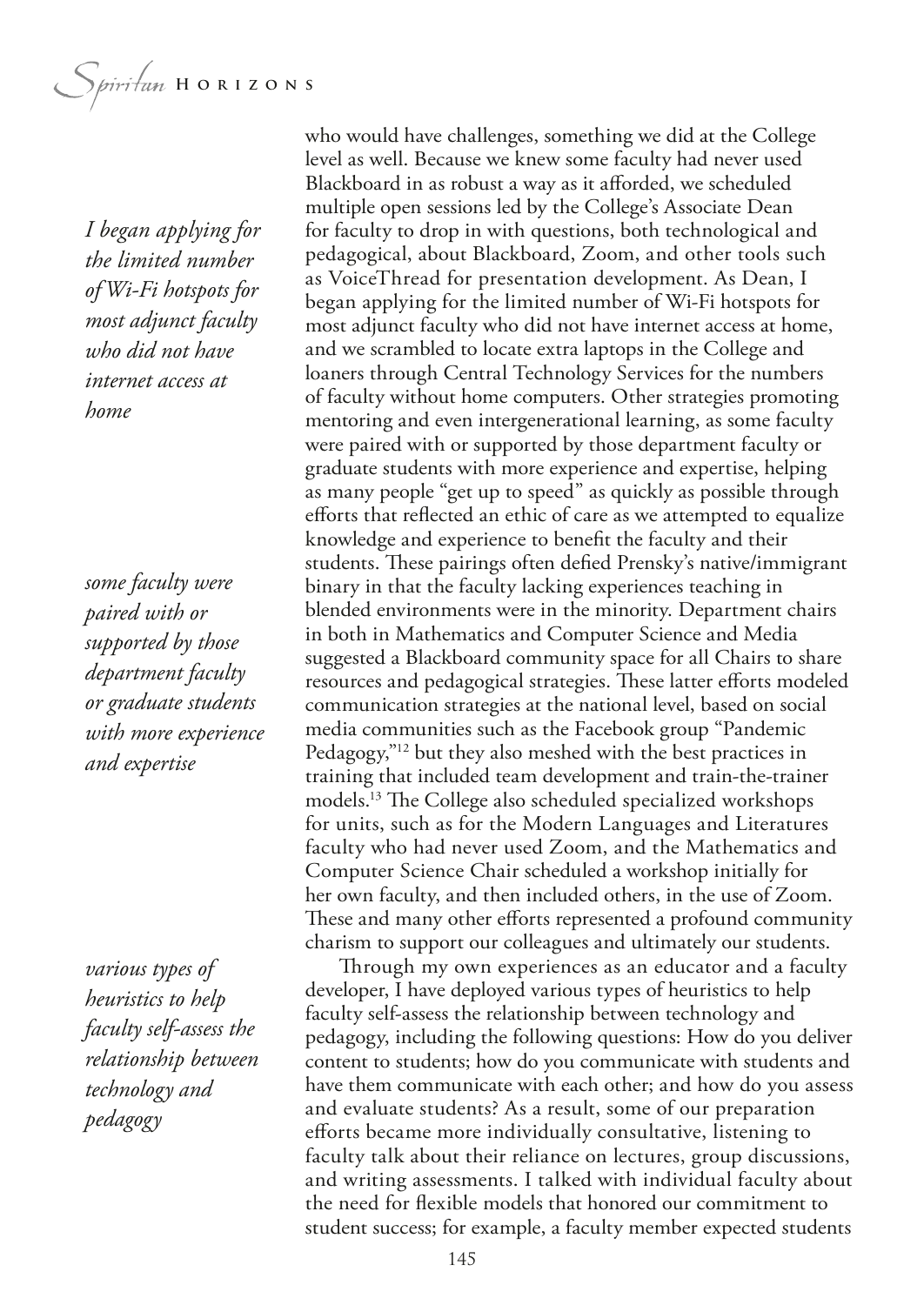who would have challenges, something we did at the College level as well. Because we knew some faculty had never used Blackboard in as robust a way as it afforded, we scheduled multiple open sessions led by the College's Associate Dean for faculty to drop in with questions, both technological and pedagogical, about Blackboard, Zoom, and other tools such as VoiceThread for presentation development. As Dean, I began applying for the limited number of Wi-Fi hotspots for most adjunct faculty who did not have internet access at home, and we scrambled to locate extra laptops in the College and loaners through Central Technology Services for the numbers of faculty without home computers. Other strategies promoting mentoring and even intergenerational learning, as some faculty were paired with or supported by those department faculty or graduate students with more experience and expertise, helping as many people "get up to speed" as quickly as possible through efforts that reflected an ethic of care as we attempted to equalize knowledge and experience to benefit the faculty and their students. These pairings often defied Prensky's native/immigrant binary in that the faculty lacking experiences teaching in blended environments were in the minority. Department chairs in both in Mathematics and Computer Science and Media suggested a Blackboard community space for all Chairs to share resources and pedagogical strategies. These latter efforts modeled communication strategies at the national level, based on social media communities such as the Facebook group "Pandemic Pedagogy,"[12] but they also meshed with the best practices in training that included team development and train-the-trainer models.[13] The College also scheduled specialized workshops for units, such as for the Modern Languages and Literatures faculty who had never used Zoom, and the Mathematics and Computer Science Chair scheduled a workshop initially for her own faculty, and then included others, in the use of Zoom. These and many other efforts represented a profound community charism to support our colleagues and ultimately our students.

Through my own experiences as an educator and a faculty developer, I have deployed various types of heuristics to help faculty self-assess the relationship between technology and pedagogy, including the following questions: How do you deliver content to students; how do you communicate with students and have them communicate with each other; and how do you assess and evaluate students? As a result, some of our preparation efforts became more individually consultative, listening to faculty talk about their reliance on lectures, group discussions, and writing assessments. I talked with individual faculty about the need for flexible models that honored our commitment to student success; for example, a faculty member expected students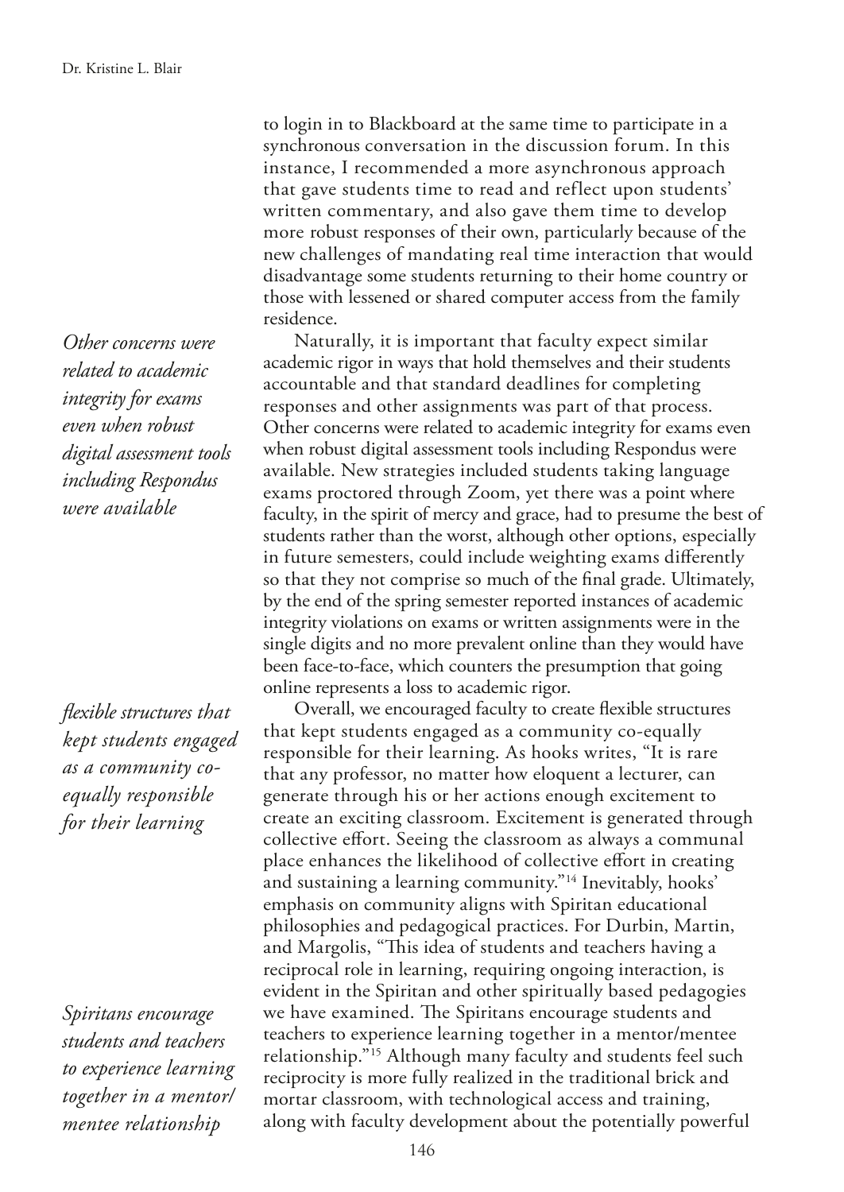to login in to Blackboard at the same time to participate in a synchronous conversation in the discussion forum. In this instance, I recommended a more asynchronous approach that gave students time to read and reflect upon students' written commentary, and also gave them time to develop more robust responses of their own, particularly because of the new challenges of mandating real time interaction that would disadvantage some students returning to their home country or those with lessened or shared computer access from the family residence.

*Other concerns were related to academic integrity for exams even when robust digital assessment tools including Respondus were available*

Naturally, it is important that faculty expect similar academic rigor in ways that hold themselves and their students accountable and that standard deadlines for completing responses and other assignments was part of that process. Other concerns were related to academic integrity for exams even when robust digital assessment tools including Respondus were available. New strategies included students taking language exams proctored through Zoom, yet there was a point where faculty, in the spirit of mercy and grace, had to presume the best of students rather than the worst, although other options, especially in future semesters, could include weighting exams differently so that they not comprise so much of the final grade. Ultimately, by the end of the spring semester reported instances of academic integrity violations on exams or written assignments were in the single digits and no more prevalent online than they would have been face-to-face, which counters the presumption that going online represents a loss to academic rigor.

*flexible structures that kept students engaged as a community co-equally responsible for their learning*

Overall, we encouraged faculty to create flexible structures that kept students engaged as a community co-equally responsible for their learning. As hooks writes, "It is rare that any professor, no matter how eloquent a lecturer, can generate through his or her actions enough excitement to create an exciting classroom. Excitement is generated through collective effort. Seeing the classroom as always a communal place enhances the likelihood of collective effort in creating and sustaining a learning community."[14] Inevitably, hooks' emphasis on community aligns with Spiritan educational philosophies and pedagogical practices. For Durbin, Martin, and Margolis, "This idea of students and teachers having a reciprocal role in learning, requiring ongoing interaction, is evident in the Spiritan and other spiritually based pedagogies we have examined. The Spiritans encourage students and teachers to experience learning together in a mentor/mentee relationship."[15] Although many faculty and students feel such reciprocity is more fully realized in the traditional brick and mortar classroom, with technological access and training, along with faculty development about the potentially powerful

*Spiritans encourage students and teachers to experience learning together in a mentor/mentee relationship*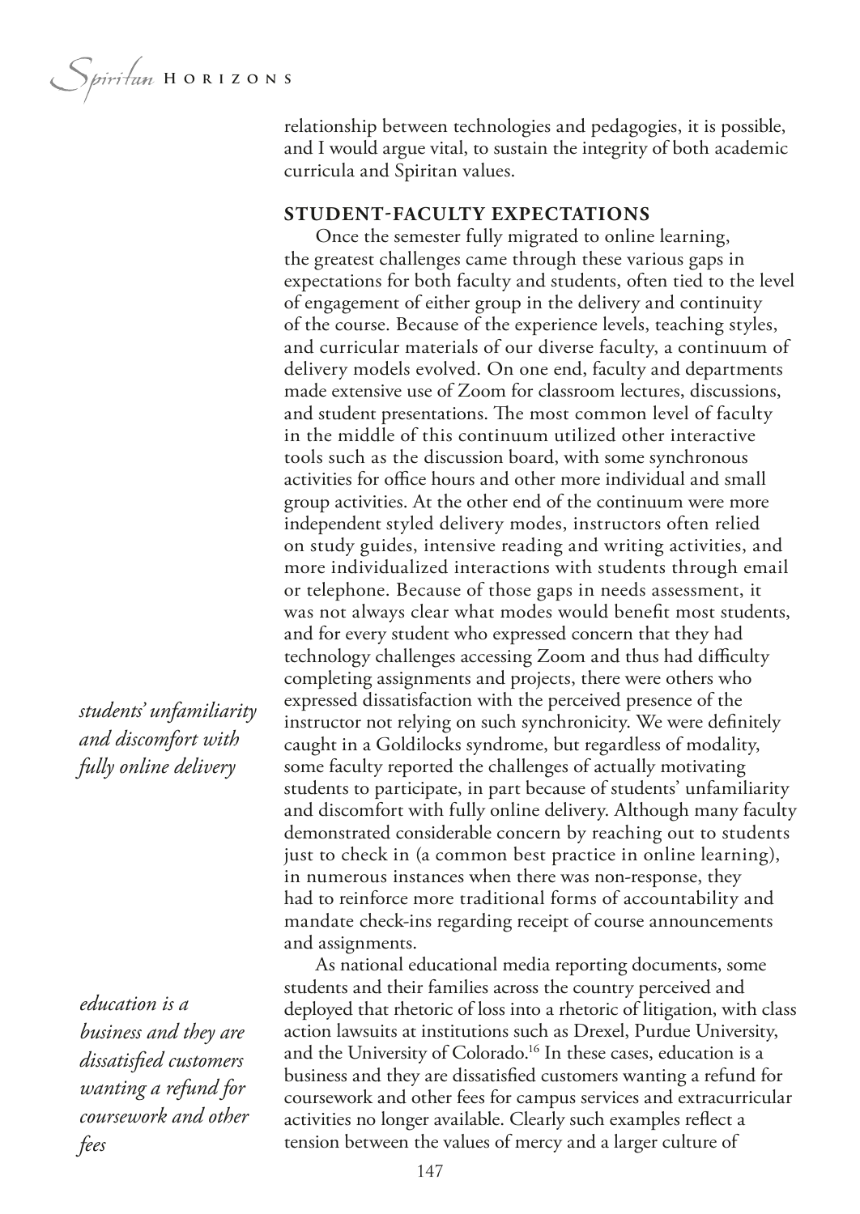relationship between technologies and pedagogies, it is possible, and I would argue vital, to sustain the integrity of both academic curricula and Spiritan values.

## STUDENT-FACULTY EXPECTATIONS

Once the semester fully migrated to online learning, the greatest challenges came through these various gaps in expectations for both faculty and students, often tied to the level of engagement of either group in the delivery and continuity of the course. Because of the experience levels, teaching styles, and curricular materials of our diverse faculty, a continuum of delivery models evolved. On one end, faculty and departments made extensive use of Zoom for classroom lectures, discussions, and student presentations. The most common level of faculty in the middle of this continuum utilized other interactive tools such as the discussion board, with some synchronous activities for office hours and other more individual and small group activities. At the other end of the continuum were more independent styled delivery modes, instructors often relied on study guides, intensive reading and writing activities, and more individualized interactions with students through email or telephone. Because of those gaps in needs assessment, it was not always clear what modes would benefit most students, and for every student who expressed concern that they had technology challenges accessing Zoom and thus had difficulty completing assignments and projects, there were others who expressed dissatisfaction with the perceived presence of the instructor not relying on such synchronicity. We were definitely caught in a Goldilocks syndrome, but regardless of modality, some faculty reported the challenges of actually motivating students to participate, in part because of students' unfamiliarity and discomfort with fully online delivery. Although many faculty demonstrated considerable concern by reaching out to students just to check in (a common best practice in online learning), in numerous instances when there was non-response, they had to reinforce more traditional forms of accountability and mandate check-ins regarding receipt of course announcements and assignments.

*students' unfamiliarity and discomfort with fully online delivery*

As national educational media reporting documents, some students and their families across the country perceived and deployed that rhetoric of loss into a rhetoric of litigation, with class action lawsuits at institutions such as Drexel, Purdue University, and the University of Colorado.[16] In these cases, education is a business and they are dissatisfied customers wanting a refund for coursework and other fees for campus services and extracurricular activities no longer available. Clearly such examples reflect a tension between the values of mercy and a larger culture of

*education is a business and they are dissatisfied customers wanting a refund for coursework and other fees*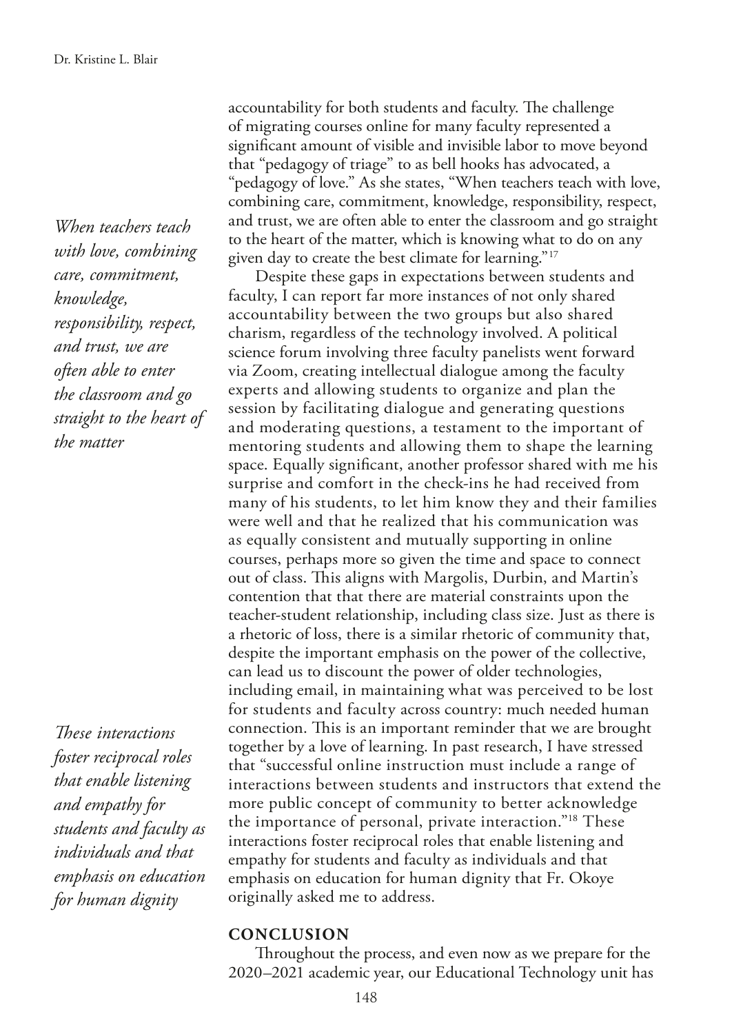accountability for both students and faculty. The challenge of migrating courses online for many faculty represented a significant amount of visible and invisible labor to move beyond that "pedagogy of triage" to as bell hooks has advocated, a "pedagogy of love." As she states, "When teachers teach with love, combining care, commitment, knowledge, responsibility, respect, and trust, we are often able to enter the classroom and go straight to the heart of the matter, which is knowing what to do on any given day to create the best climate for learning."[17]

*When teachers teach with love, combining care, commitment, knowledge, responsibility, respect, and trust, we are often able to enter the classroom and go straight to the heart of the matter*

Despite these gaps in expectations between students and faculty, I can report far more instances of not only shared accountability between the two groups but also shared charism, regardless of the technology involved. A political science forum involving three faculty panelists went forward via Zoom, creating intellectual dialogue among the faculty experts and allowing students to organize and plan the session by facilitating dialogue and generating questions and moderating questions, a testament to the important of mentoring students and allowing them to shape the learning space. Equally significant, another professor shared with me his surprise and comfort in the check-ins he had received from many of his students, to let him know they and their families were well and that he realized that his communication was as equally consistent and mutually supporting in online courses, perhaps more so given the time and space to connect out of class. This aligns with Margolis, Durbin, and Martin's contention that that there are material constraints upon the teacher-student relationship, including class size. Just as there is a rhetoric of loss, there is a similar rhetoric of community that, despite the important emphasis on the power of the collective, can lead us to discount the power of older technologies, including email, in maintaining what was perceived to be lost for students and faculty across country: much needed human connection. This is an important reminder that we are brought together by a love of learning. In past research, I have stressed that "successful online instruction must include a range of interactions between students and instructors that extend the more public concept of community to better acknowledge the importance of personal, private interaction."[18] These interactions foster reciprocal roles that enable listening and empathy for students and faculty as individuals and that emphasis on education for human dignity that Fr. Okoye originally asked me to address.

*These interactions foster reciprocal roles that enable listening and empathy for students and faculty as individuals and that emphasis on education for human dignity*

## CONCLUSION

Throughout the process, and even now as we prepare for the 2020–2021 academic year, our Educational Technology unit has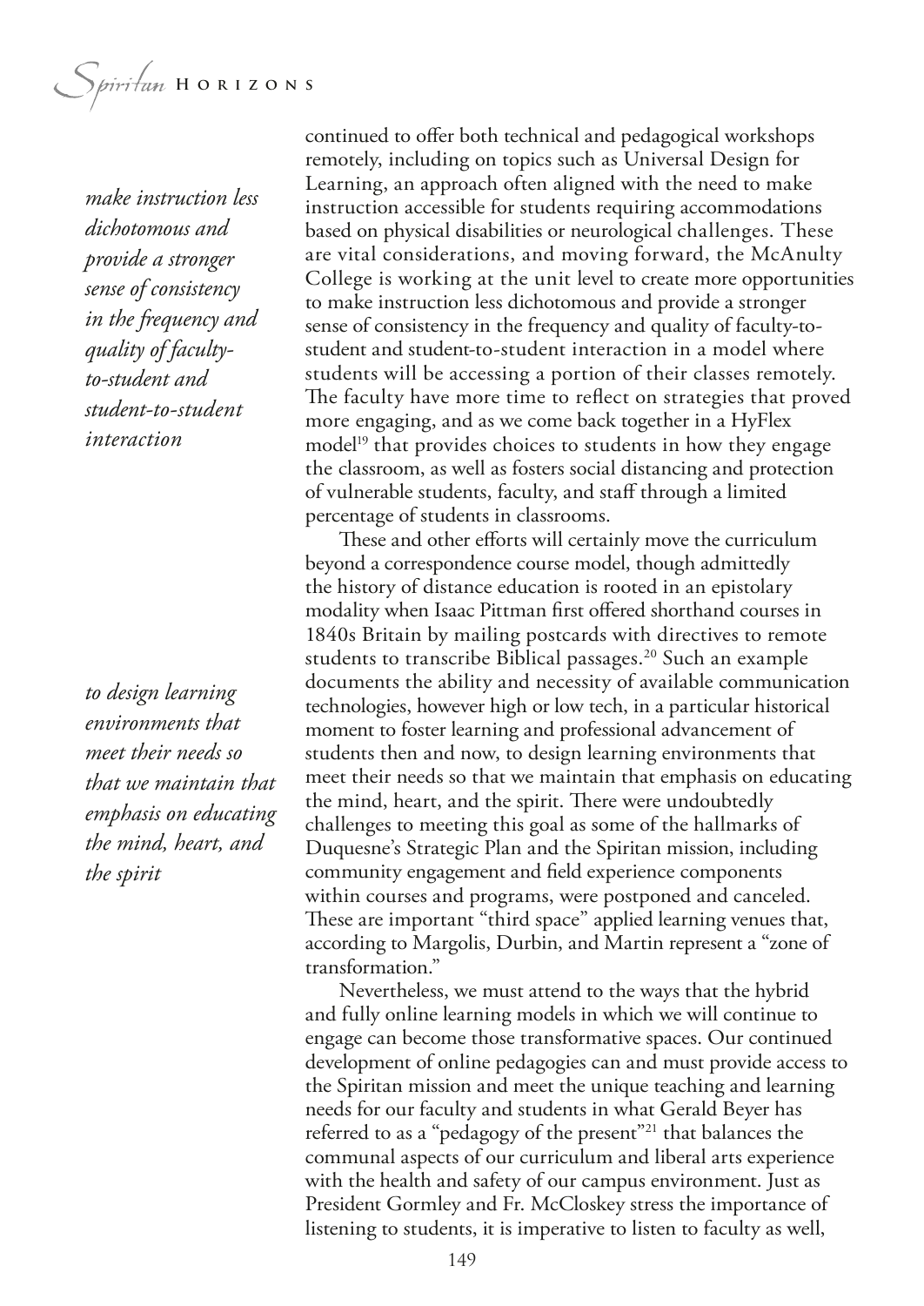continued to offer both technical and pedagogical workshops remotely, including on topics such as Universal Design for Learning, an approach often aligned with the need to make instruction accessible for students requiring accommodations based on physical disabilities or neurological challenges. These are vital considerations, and moving forward, the McAnulty College is working at the unit level to create more opportunities to make instruction less dichotomous and provide a stronger sense of consistency in the frequency and quality of faculty-to-student and student-to-student interaction in a model where students will be accessing a portion of their classes remotely. The faculty have more time to reflect on strategies that proved more engaging, and as we come back together in a HyFlex model[19] that provides choices to students in how they engage the classroom, as well as fosters social distancing and protection of vulnerable students, faculty, and staff through a limited percentage of students in classrooms.

*make instruction less dichotomous and provide a stronger sense of consistency in the frequency and quality of faculty-to-student and student-to-student interaction*

These and other efforts will certainly move the curriculum beyond a correspondence course model, though admittedly the history of distance education is rooted in an epistolary modality when Isaac Pittman first offered shorthand courses in 1840s Britain by mailing postcards with directives to remote students to transcribe Biblical passages.[20] Such an example documents the ability and necessity of available communication technologies, however high or low tech, in a particular historical moment to foster learning and professional advancement of students then and now, to design learning environments that meet their needs so that we maintain that emphasis on educating the mind, heart, and the spirit. There were undoubtedly challenges to meeting this goal as some of the hallmarks of Duquesne's Strategic Plan and the Spiritan mission, including community engagement and field experience components within courses and programs, were postponed and canceled. These are important "third space" applied learning venues that, according to Margolis, Durbin, and Martin represent a "zone of transformation."

*to design learning environments that meet their needs so that we maintain that emphasis on educating the mind, heart, and the spirit*

Nevertheless, we must attend to the ways that the hybrid and fully online learning models in which we will continue to engage can become those transformative spaces. Our continued development of online pedagogies can and must provide access to the Spiritan mission and meet the unique teaching and learning needs for our faculty and students in what Gerald Beyer has referred to as a "pedagogy of the present"[21] that balances the communal aspects of our curriculum and liberal arts experience with the health and safety of our campus environment. Just as President Gormley and Fr. McCloskey stress the importance of listening to students, it is imperative to listen to faculty as well,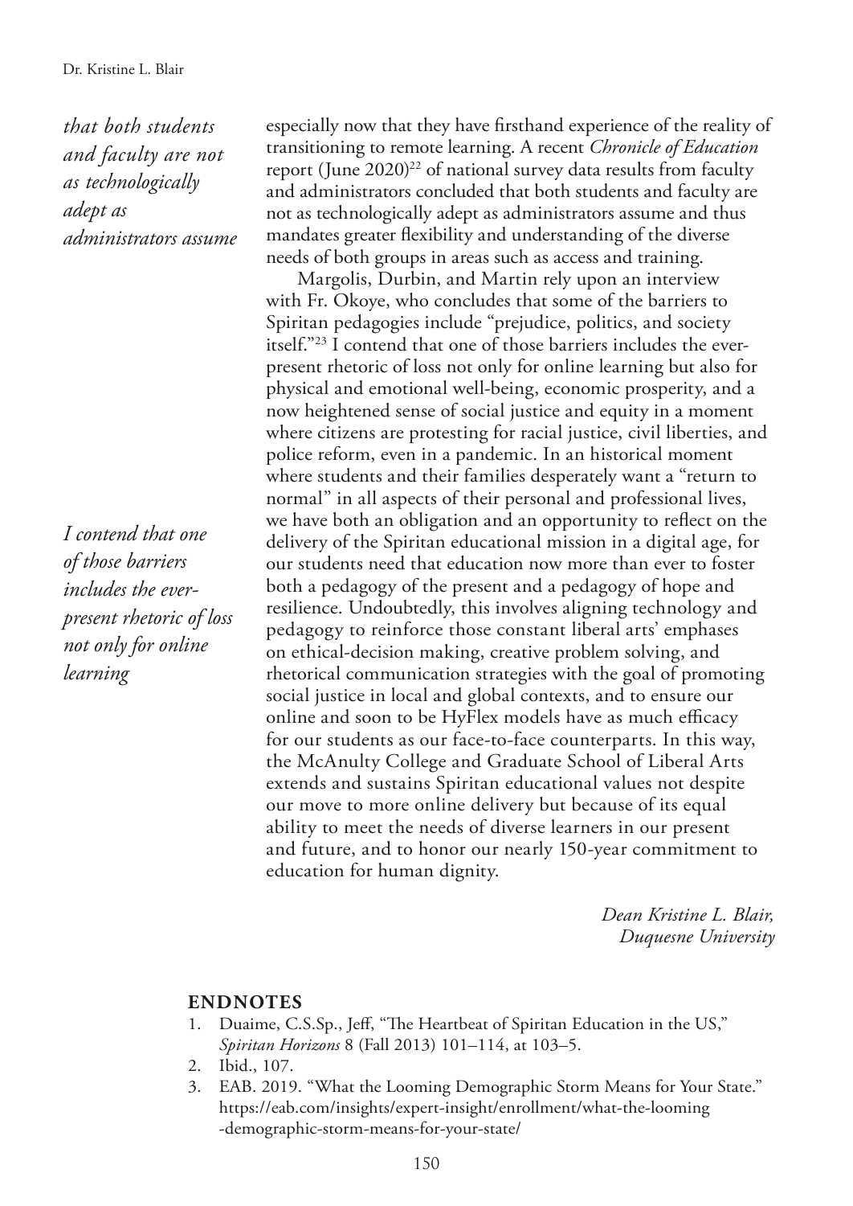*that both students and faculty are not as technologically adept as administrators assume*

especially now that they have firsthand experience of the reality of transitioning to remote learning. A recent *Chronicle of Education* report (June 2020)[22] of national survey data results from faculty and administrators concluded that both students and faculty are not as technologically adept as administrators assume and thus mandates greater flexibility and understanding of the diverse needs of both groups in areas such as access and training.

*I contend that one of those barriers includes the ever-present rhetoric of loss not only for online learning*

Margolis, Durbin, and Martin rely upon an interview with Fr. Okoye, who concludes that some of the barriers to Spiritan pedagogies include "prejudice, politics, and society itself."[23] I contend that one of those barriers includes the ever-present rhetoric of loss not only for online learning but also for physical and emotional well-being, economic prosperity, and a now heightened sense of social justice and equity in a moment where citizens are protesting for racial justice, civil liberties, and police reform, even in a pandemic. In an historical moment where students and their families desperately want a "return to normal" in all aspects of their personal and professional lives, we have both an obligation and an opportunity to reflect on the delivery of the Spiritan educational mission in a digital age, for our students need that education now more than ever to foster both a pedagogy of the present and a pedagogy of hope and resilience. Undoubtedly, this involves aligning technology and pedagogy to reinforce those constant liberal arts' emphases on ethical-decision making, creative problem solving, and rhetorical communication strategies with the goal of promoting social justice in local and global contexts, and to ensure our online and soon to be HyFlex models have as much efficacy for our students as our face-to-face counterparts. In this way, the McAnulty College and Graduate School of Liberal Arts extends and sustains Spiritan educational values not despite our move to more online delivery but because of its equal ability to meet the needs of diverse learners in our present and future, and to honor our nearly 150-year commitment to education for human dignity.

*Dean Kristine L. Blair,*
*Duquesne University*

## ENDNOTES

1. Duaime, C.S.Sp., Jeff, "The Heartbeat of Spiritan Education in the US," *Spiritan Horizons* 8 (Fall 2013) 101–114, at 103–5.
2. Ibid., 107.
3. EAB. 2019. "What the Looming Demographic Storm Means for Your State." https://eab.com/insights/expert-insight/enrollment/what-the-looming-demographic-storm-means-for-your-state/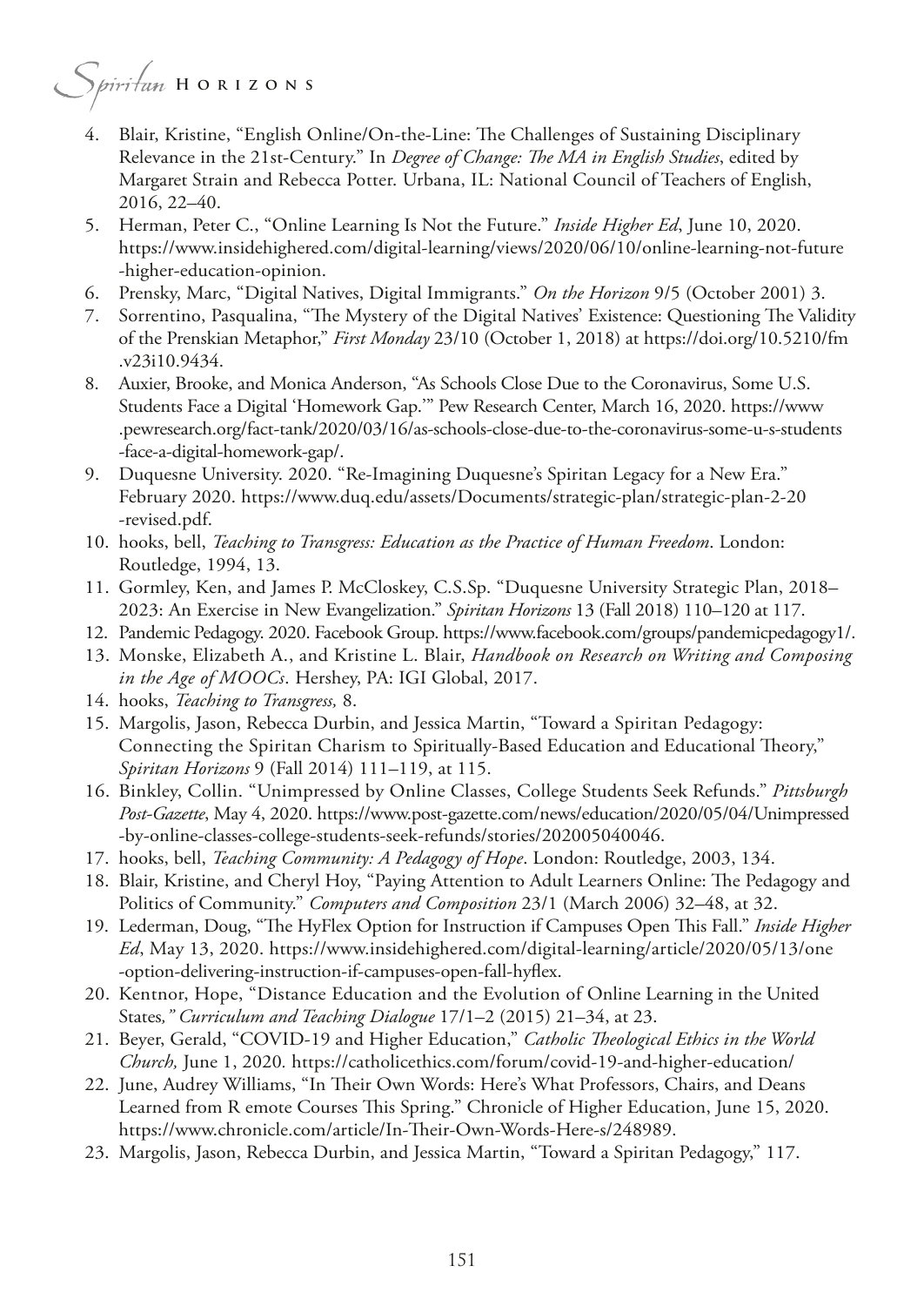4. Blair, Kristine, "English Online/On-the-Line: The Challenges of Sustaining Disciplinary Relevance in the 21st-Century." In *Degree of Change: The MA in English Studies*, edited by Margaret Strain and Rebecca Potter. Urbana, IL: National Council of Teachers of English, 2016, 22–40.
5. Herman, Peter C., "Online Learning Is Not the Future." *Inside Higher Ed*, June 10, 2020. https://www.insidehighered.com/digital-learning/views/2020/06/10/online-learning-not-future-higher-education-opinion.
6. Prensky, Marc, "Digital Natives, Digital Immigrants." *On the Horizon* 9/5 (October 2001) 3.
7. Sorrentino, Pasqualina, "The Mystery of the Digital Natives' Existence: Questioning The Validity of the Prenskian Metaphor," *First Monday* 23/10 (October 1, 2018) at https://doi.org/10.5210/fm.v23i10.9434.
8. Auxier, Brooke, and Monica Anderson, "As Schools Close Due to the Coronavirus, Some U.S. Students Face a Digital 'Homework Gap.'" Pew Research Center, March 16, 2020. https://www.pewresearch.org/fact-tank/2020/03/16/as-schools-close-due-to-the-coronavirus-some-u-s-students-face-a-digital-homework-gap/.
9. Duquesne University. 2020. "Re-Imagining Duquesne's Spiritan Legacy for a New Era." February 2020. https://www.duq.edu/assets/Documents/strategic-plan/strategic-plan-2-20-revised.pdf.
10. hooks, bell, *Teaching to Transgress: Education as the Practice of Human Freedom*. London: Routledge, 1994, 13.
11. Gormley, Ken, and James P. McCloskey, C.S.Sp. "Duquesne University Strategic Plan, 2018–2023: An Exercise in New Evangelization." *Spiritan Horizons* 13 (Fall 2018) 110–120 at 117.
12. Pandemic Pedagogy. 2020. Facebook Group. https://www.facebook.com/groups/pandemicpedagogy1/.
13. Monske, Elizabeth A., and Kristine L. Blair, *Handbook on Research on Writing and Composing in the Age of MOOCs*. Hershey, PA: IGI Global, 2017.
14. hooks, *Teaching to Transgress,* 8.
15. Margolis, Jason, Rebecca Durbin, and Jessica Martin, "Toward a Spiritan Pedagogy: Connecting the Spiritan Charism to Spiritually-Based Education and Educational Theory," *Spiritan Horizons* 9 (Fall 2014) 111–119, at 115.
16. Binkley, Collin. "Unimpressed by Online Classes, College Students Seek Refunds." *Pittsburgh Post-Gazette*, May 4, 2020. https://www.post-gazette.com/news/education/2020/05/04/Unimpressed-by-online-classes-college-students-seek-refunds/stories/202005040046.
17. hooks, bell, *Teaching Community: A Pedagogy of Hope*. London: Routledge, 2003, 134.
18. Blair, Kristine, and Cheryl Hoy, "Paying Attention to Adult Learners Online: The Pedagogy and Politics of Community." *Computers and Composition* 23/1 (March 2006) 32–48, at 32.
19. Lederman, Doug, "The HyFlex Option for Instruction if Campuses Open This Fall." *Inside Higher Ed*, May 13, 2020. https://www.insidehighered.com/digital-learning/article/2020/05/13/one-option-delivering-instruction-if-campuses-open-fall-hyflex.
20. Kentnor, Hope, "Distance Education and the Evolution of Online Learning in the United States*," Curriculum and Teaching Dialogue* 17/1–2 (2015) 21–34, at 23.
21. Beyer, Gerald, "COVID-19 and Higher Education," *Catholic Theological Ethics in the World Church,* June 1, 2020*.* https://catholicethics.com/forum/covid-19-and-higher-education/
22. June, Audrey Williams, "In Their Own Words: Here's What Professors, Chairs, and Deans Learned from R emote Courses This Spring." Chronicle of Higher Education, June 15, 2020. https://www.chronicle.com/article/In-Their-Own-Words-Here-s/248989.
23. Margolis, Jason, Rebecca Durbin, and Jessica Martin, "Toward a Spiritan Pedagogy," 117.